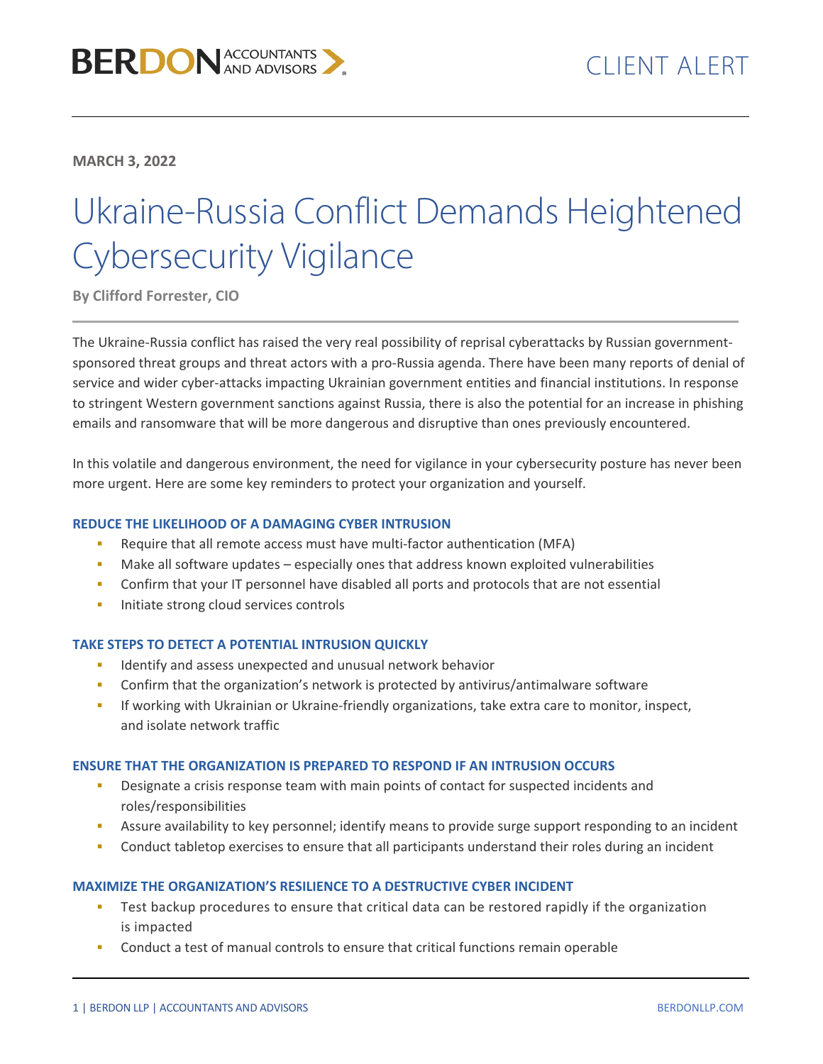BERDON ACCOUNTANTS AND ADVISORS

CLIENT ALERT

**MARCH 3, 2022**

# Ukraine-Russia Conflict Demands Heightened Cybersecurity Vigilance

**By Clifford Forrester, CIO**

The Ukraine-Russia conflict has raised the very real possibility of reprisal cyberattacks by Russian government-sponsored threat groups and threat actors with a pro-Russia agenda. There have been many reports of denial of service and wider cyber-attacks impacting Ukrainian government entities and financial institutions. In response to stringent Western government sanctions against Russia, there is also the potential for an increase in phishing emails and ransomware that will be more dangerous and disruptive than ones previously encountered.

In this volatile and dangerous environment, the need for vigilance in your cybersecurity posture has never been more urgent. Here are some key reminders to protect your organization and yourself.

### REDUCE THE LIKELIHOOD OF A DAMAGING CYBER INTRUSION

- Require that all remote access must have multi-factor authentication (MFA)
- Make all software updates – especially ones that address known exploited vulnerabilities
- Confirm that your IT personnel have disabled all ports and protocols that are not essential
- Initiate strong cloud services controls

### TAKE STEPS TO DETECT A POTENTIAL INTRUSION QUICKLY

- Identify and assess unexpected and unusual network behavior
- Confirm that the organization's network is protected by antivirus/antimalware software
- If working with Ukrainian or Ukraine-friendly organizations, take extra care to monitor, inspect, and isolate network traffic

### ENSURE THAT THE ORGANIZATION IS PREPARED TO RESPOND IF AN INTRUSION OCCURS

- Designate a crisis response team with main points of contact for suspected incidents and roles/responsibilities
- Assure availability to key personnel; identify means to provide surge support responding to an incident
- Conduct tabletop exercises to ensure that all participants understand their roles during an incident

### MAXIMIZE THE ORGANIZATION'S RESILIENCE TO A DESTRUCTIVE CYBER INCIDENT

- Test backup procedures to ensure that critical data can be restored rapidly if the organization is impacted
- Conduct a test of manual controls to ensure that critical functions remain operable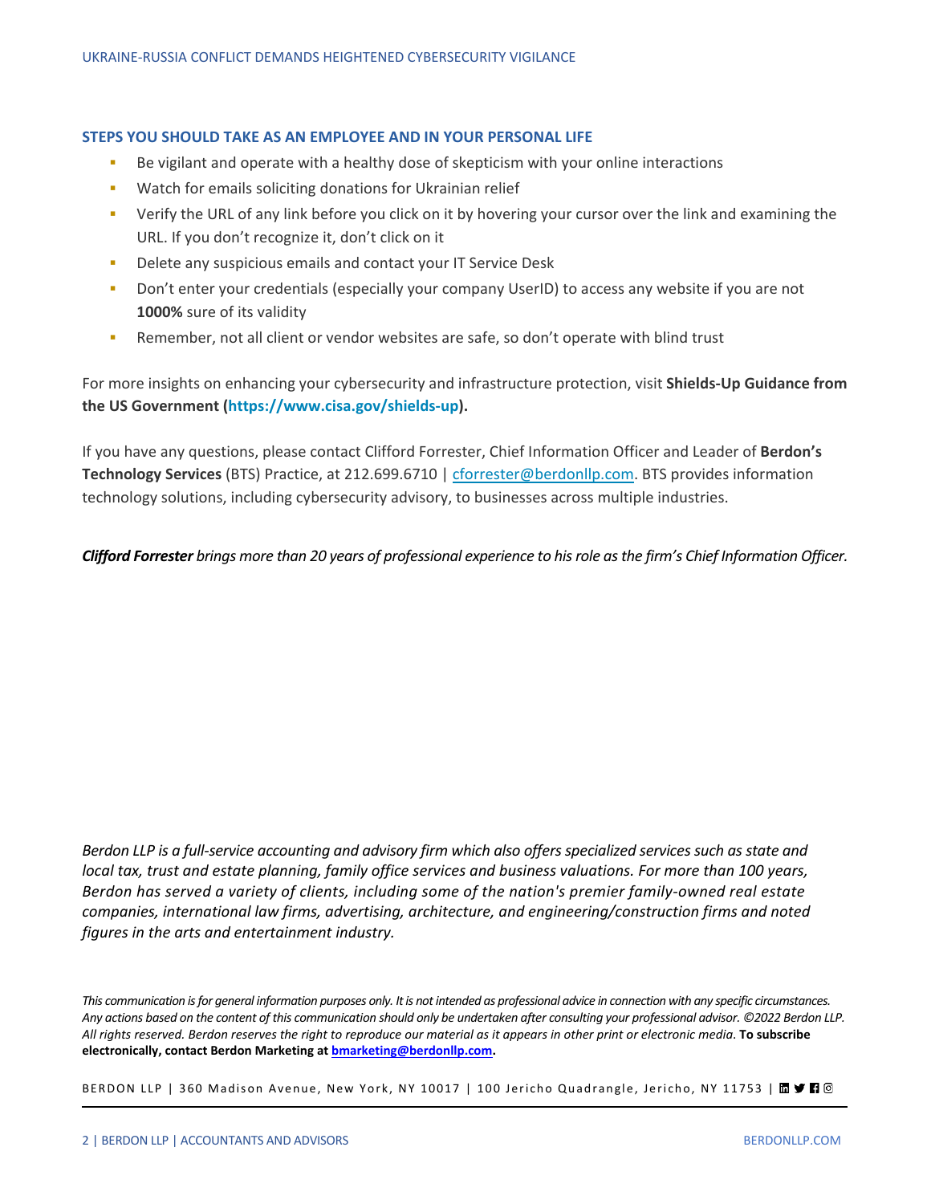### STEPS YOU SHOULD TAKE AS AN EMPLOYEE AND IN YOUR PERSONAL LIFE

- Be vigilant and operate with a healthy dose of skepticism with your online interactions
- Watch for emails soliciting donations for Ukrainian relief
- Verify the URL of any link before you click on it by hovering your cursor over the link and examining the URL. If you don't recognize it, don't click on it
- Delete any suspicious emails and contact your IT Service Desk
- Don't enter your credentials (especially your company UserID) to access any website if you are not **1000%** sure of its validity
- Remember, not all client or vendor websites are safe, so don't operate with blind trust

For more insights on enhancing your cybersecurity and infrastructure protection, visit **Shields-Up Guidance from the US Government (https://www.cisa.gov/shields-up).**

If you have any questions, please contact Clifford Forrester, Chief Information Officer and Leader of **Berdon's Technology Services** (BTS) Practice, at 212.699.6710 | cforrester@berdonllp.com. BTS provides information technology solutions, including cybersecurity advisory, to businesses across multiple industries.

***Clifford Forrester*** *brings more than 20 years of professional experience to his role as the firm's Chief Information Officer.*

*Berdon LLP is a full-service accounting and advisory firm which also offers specialized services such as state and local tax, trust and estate planning, family office services and business valuations. For more than 100 years, Berdon has served a variety of clients, including some of the nation's premier family-owned real estate companies, international law firms, advertising, architecture, and engineering/construction firms and noted figures in the arts and entertainment industry.*

*This communication is for general information purposes only. It is not intended as professional advice in connection with any specific circumstances. Any actions based on the content of this communication should only be undertaken after consulting your professional advisor. ©2022 Berdon LLP. All rights reserved. Berdon reserves the right to reproduce our material as it appears in other print or electronic media.* **To subscribe electronically, contact Berdon Marketing at bmarketing@berdonllp.com.**

BERDON LLP | 360 Madison Avenue, New York, NY 10017 | 100 Jericho Quadrangle, Jericho, NY 11753